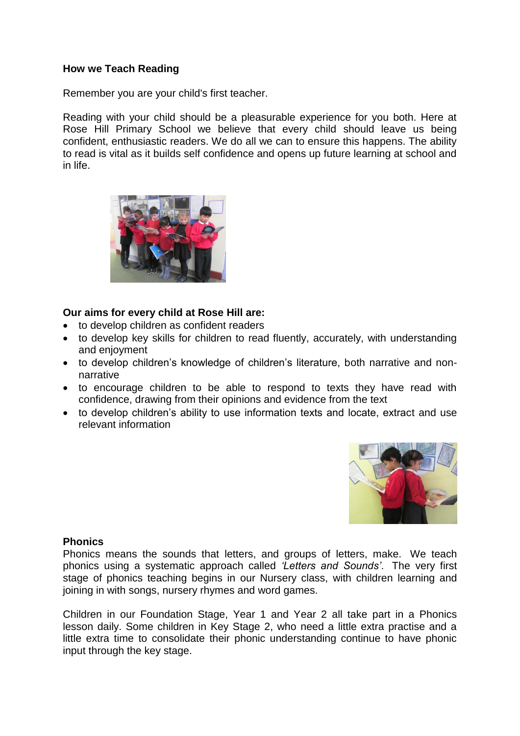## How we Teach Reading

Remember you are your child's first teacher.

Reading with your child should be a pleasurable experience for you both. Here at Rose Hill Primary School we believe that every child should leave us being confident, enthusiastic readers. We do all we can to ensure this happens. The ability to read is vital as it builds self confidence and opens up future learning at school and in life.

### Our aims for every child at Rose Hill are:

- to develop children as confident readers
- to develop key skills for children to read fluently, accurately, with understanding and enjoyment
- to develop children's knowledge of children's literature, both narrative and non-narrative
- to encourage children to be able to respond to texts they have read with confidence, drawing from their opinions and evidence from the text
- to develop children's ability to use information texts and locate, extract and use relevant information

### Phonics

Phonics means the sounds that letters, and groups of letters, make. We teach phonics using a systematic approach called *'Letters and Sounds'*. The very first stage of phonics teaching begins in our Nursery class, with children learning and joining in with songs, nursery rhymes and word games.

Children in our Foundation Stage, Year 1 and Year 2 all take part in a Phonics lesson daily. Some children in Key Stage 2, who need a little extra practise and a little extra time to consolidate their phonic understanding continue to have phonic input through the key stage.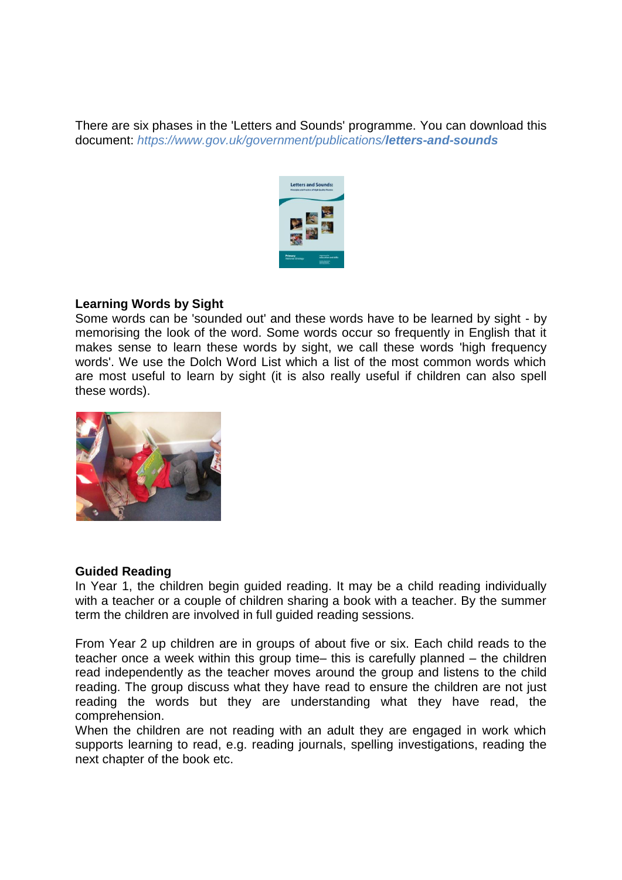There are six phases in the 'Letters and Sounds' programme. You can download this document: *https://www.gov.uk/government/publications/**letters-and-sounds***

**Learning Words by Sight**
Some words can be 'sounded out' and these words have to be learned by sight - by memorising the look of the word. Some words occur so frequently in English that it makes sense to learn these words by sight, we call these words 'high frequency words'. We use the Dolch Word List which a list of the most common words which are most useful to learn by sight (it is also really useful if children can also spell these words).

**Guided Reading**
In Year 1, the children begin guided reading. It may be a child reading individually with a teacher or a couple of children sharing a book with a teacher. By the summer term the children are involved in full guided reading sessions.

From Year 2 up children are in groups of about five or six. Each child reads to the teacher once a week within this group time– this is carefully planned – the children read independently as the teacher moves around the group and listens to the child reading. The group discuss what they have read to ensure the children are not just reading the words but they are understanding what they have read, the comprehension.
When the children are not reading with an adult they are engaged in work which supports learning to read, e.g. reading journals, spelling investigations, reading the next chapter of the book etc.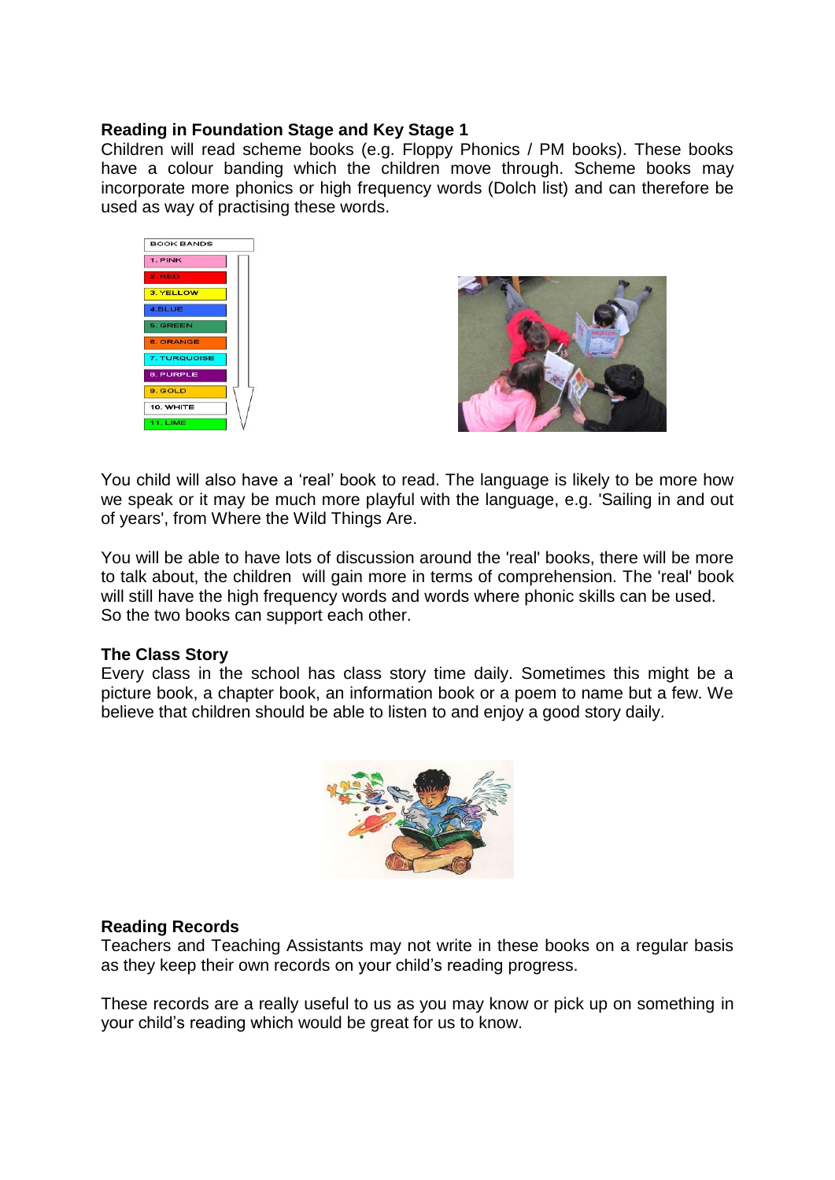**Reading in Foundation Stage and Key Stage 1**

Children will read scheme books (e.g. Floppy Phonics / PM books). These books have a colour banding which the children move through. Scheme books may incorporate more phonics or high frequency words (Dolch list) and can therefore be used as way of practising these words.

| BOOK BANDS |
| --- |
| 1. PINK |
| 2. RED |
| 3. YELLOW |
| 4. BLUE |
| 5. GREEN |
| 6. ORANGE |
| 7. TURQUOISE |
| 8. PURPLE |
| 9. GOLD |
| 10. WHITE |
| 11. LIME |

You child will also have a 'real' book to read. The language is likely to be more how we speak or it may be much more playful with the language, e.g. 'Sailing in and out of years', from Where the Wild Things Are.

You will be able to have lots of discussion around the 'real' books, there will be more to talk about, the children will gain more in terms of comprehension. The 'real' book will still have the high frequency words and words where phonic skills can be used. So the two books can support each other.

**The Class Story**

Every class in the school has class story time daily. Sometimes this might be a picture book, a chapter book, an information book or a poem to name but a few. We believe that children should be able to listen to and enjoy a good story daily.

**Reading Records**

Teachers and Teaching Assistants may not write in these books on a regular basis as they keep their own records on your child's reading progress.

These records are a really useful to us as you may know or pick up on something in your child's reading which would be great for us to know.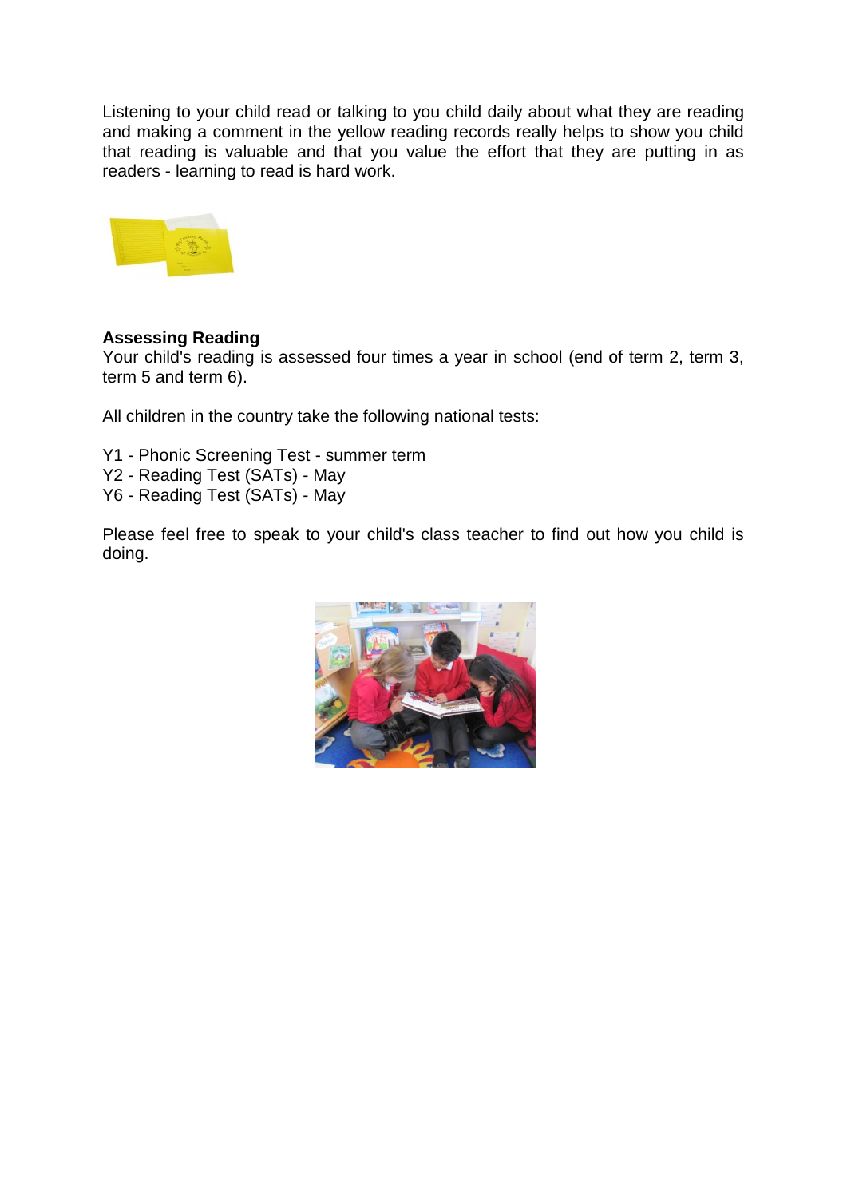Listening to your child read or talking to you child daily about what they are reading and making a comment in the yellow reading records really helps to show you child that reading is valuable and that you value the effort that they are putting in as readers - learning to read is hard work.

**Assessing Reading**

Your child's reading is assessed four times a year in school (end of term 2, term 3, term 5 and term 6).

All children in the country take the following national tests:

Y1 - Phonic Screening Test - summer term
Y2 - Reading Test (SATs) - May
Y6 - Reading Test (SATs) - May

Please feel free to speak to your child's class teacher to find out how you child is doing.